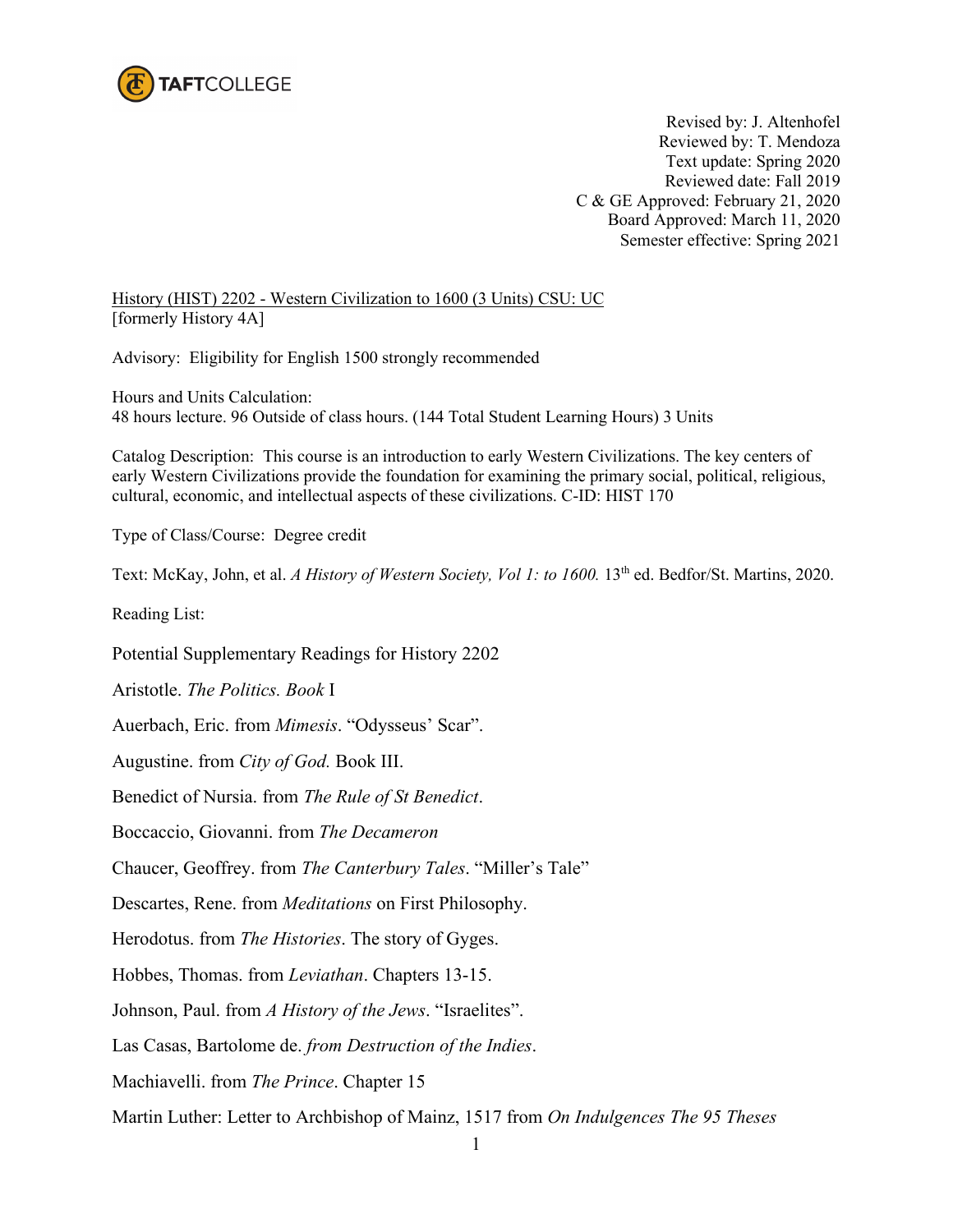Revised by: J. Altenhofel
Reviewed by: T. Mendoza
Text update: Spring 2020
Reviewed date: Fall 2019
C & GE Approved: February 21, 2020
Board Approved: March 11, 2020
Semester effective: Spring 2021

History (HIST) 2202 - Western Civilization to 1600 (3 Units) CSU: UC
[formerly History 4A]

Advisory: Eligibility for English 1500 strongly recommended

Hours and Units Calculation:
48 hours lecture. 96 Outside of class hours. (144 Total Student Learning Hours) 3 Units

Catalog Description: This course is an introduction to early Western Civilizations. The key centers of early Western Civilizations provide the foundation for examining the primary social, political, religious, cultural, economic, and intellectual aspects of these civilizations. C-ID: HIST 170

Type of Class/Course: Degree credit

Text: McKay, John, et al. *A History of Western Society, Vol 1: to 1600.* 13th ed. Bedfor/St. Martins, 2020.

Reading List:

Potential Supplementary Readings for History 2202

Aristotle. *The Politics. Book* I

Auerbach, Eric. from *Mimesis*. "Odysseus' Scar".

Augustine. from *City of God.* Book III.

Benedict of Nursia. from *The Rule of St Benedict*.

Boccaccio, Giovanni. from *The Decameron*

Chaucer, Geoffrey. from *The Canterbury Tales*. "Miller's Tale"

Descartes, Rene. from *Meditations* on First Philosophy.

Herodotus. from *The Histories*. The story of Gyges.

Hobbes, Thomas. from *Leviathan*. Chapters 13-15.

Johnson, Paul. from *A History of the Jews*. "Israelites".

Las Casas, Bartolome de. *from Destruction of the Indies*.

Machiavelli. from *The Prince*. Chapter 15

Martin Luther: Letter to Archbishop of Mainz, 1517 from *On Indulgences The 95 Theses*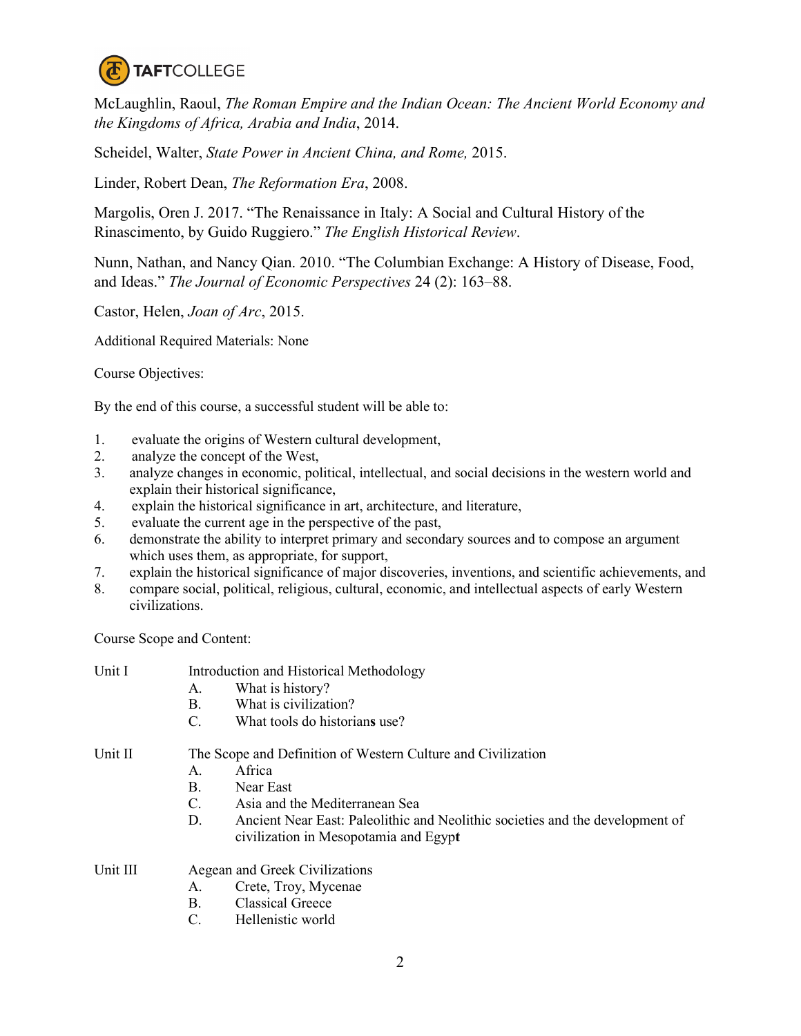McLaughlin, Raoul, *The Roman Empire and the Indian Ocean: The Ancient World Economy and the Kingdoms of Africa, Arabia and India*, 2014.

Scheidel, Walter, *State Power in Ancient China, and Rome,* 2015.

Linder, Robert Dean, *The Reformation Era*, 2008.

Margolis, Oren J. 2017. "The Renaissance in Italy: A Social and Cultural History of the Rinascimento, by Guido Ruggiero." *The English Historical Review*.

Nunn, Nathan, and Nancy Qian. 2010. "The Columbian Exchange: A History of Disease, Food, and Ideas." *The Journal of Economic Perspectives* 24 (2): 163–88.

Castor, Helen, *Joan of Arc*, 2015.

Additional Required Materials: None

Course Objectives:

By the end of this course, a successful student will be able to:

1. evaluate the origins of Western cultural development,
2. analyze the concept of the West,
3. analyze changes in economic, political, intellectual, and social decisions in the western world and explain their historical significance,
4. explain the historical significance in art, architecture, and literature,
5. evaluate the current age in the perspective of the past,
6. demonstrate the ability to interpret primary and secondary sources and to compose an argument which uses them, as appropriate, for support,
7. explain the historical significance of major discoveries, inventions, and scientific achievements, and
8. compare social, political, religious, cultural, economic, and intellectual aspects of early Western civilizations.

Course Scope and Content:

Unit I — Introduction and Historical Methodology

- A. What is history?
- B. What is civilization?
- C. What tools do historians use?

Unit II — The Scope and Definition of Western Culture and Civilization

- A. Africa
- B. Near East
- C. Asia and the Mediterranean Sea
- D. Ancient Near East: Paleolithic and Neolithic societies and the development of civilization in Mesopotamia and Egypt

Unit III — Aegean and Greek Civilizations

- A. Crete, Troy, Mycenae
- B. Classical Greece
- C. Hellenistic world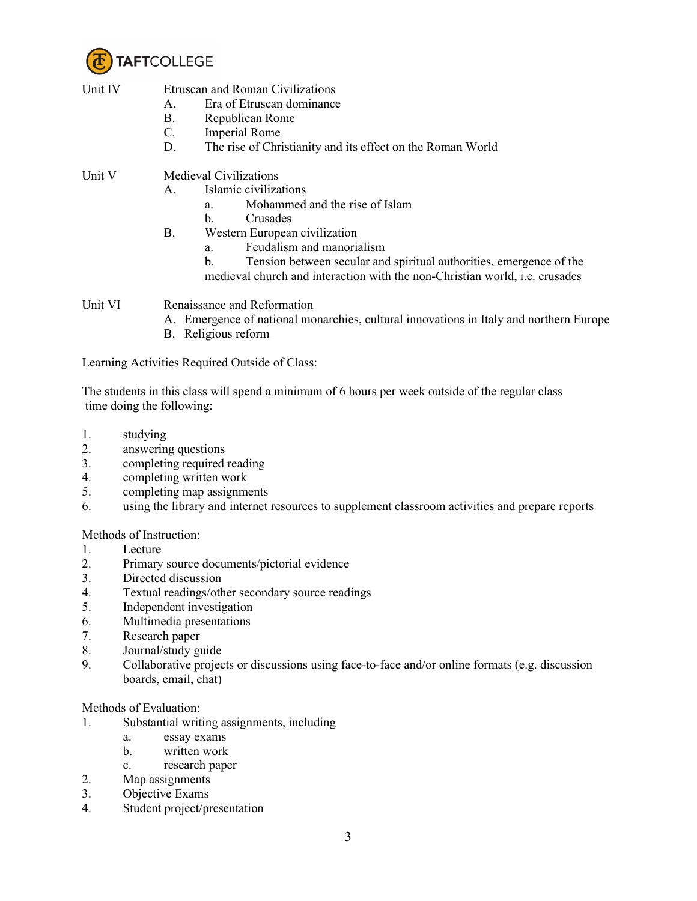Unit IV Etruscan and Roman Civilizations

- A. Era of Etruscan dominance
- B. Republican Rome
- C. Imperial Rome
- D. The rise of Christianity and its effect on the Roman World

Unit V Medieval Civilizations

- A. Islamic civilizations
  - a. Mohammed and the rise of Islam
  - b. Crusades
- B. Western European civilization
  - a. Feudalism and manorialism
  - b. Tension between secular and spiritual authorities, emergence of the medieval church and interaction with the non-Christian world, i.e. crusades

Unit VI Renaissance and Reformation

- A. Emergence of national monarchies, cultural innovations in Italy and northern Europe
- B. Religious reform

Learning Activities Required Outside of Class:

The students in this class will spend a minimum of 6 hours per week outside of the regular class time doing the following:

1. studying
2. answering questions
3. completing required reading
4. completing written work
5. completing map assignments
6. using the library and internet resources to supplement classroom activities and prepare reports

Methods of Instruction:

1. Lecture
2. Primary source documents/pictorial evidence
3. Directed discussion
4. Textual readings/other secondary source readings
5. Independent investigation
6. Multimedia presentations
7. Research paper
8. Journal/study guide
9. Collaborative projects or discussions using face-to-face and/or online formats (e.g. discussion boards, email, chat)

Methods of Evaluation:

1. Substantial writing assignments, including
   - a. essay exams
   - b. written work
   - c. research paper
2. Map assignments
3. Objective Exams
4. Student project/presentation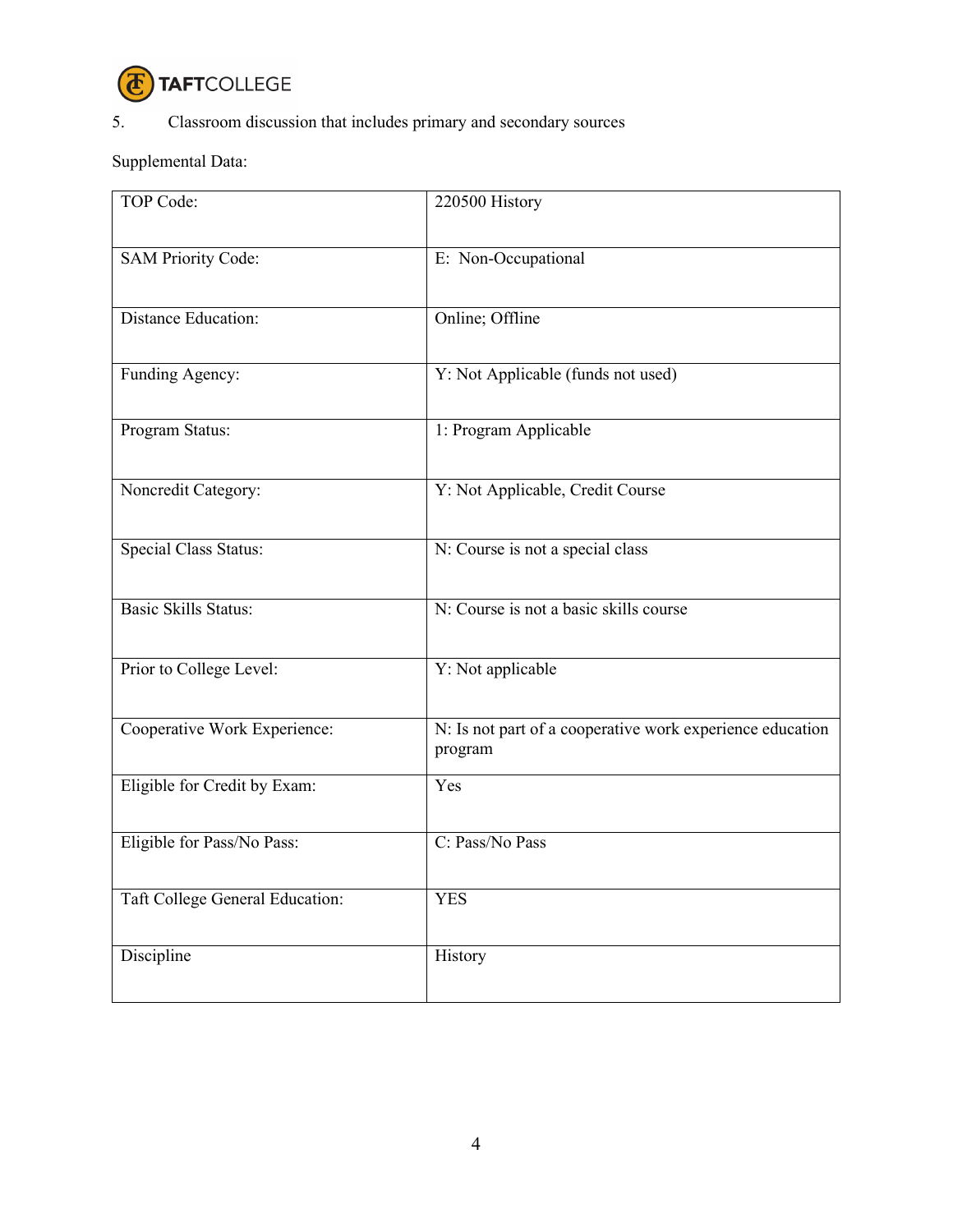5. Classroom discussion that includes primary and secondary sources

Supplemental Data:

| | |
|---|---|
| TOP Code: | 220500 History |
| SAM Priority Code: | E: Non-Occupational |
| Distance Education: | Online; Offline |
| Funding Agency: | Y: Not Applicable (funds not used) |
| Program Status: | 1: Program Applicable |
| Noncredit Category: | Y: Not Applicable, Credit Course |
| Special Class Status: | N: Course is not a special class |
| Basic Skills Status: | N: Course is not a basic skills course |
| Prior to College Level: | Y: Not applicable |
| Cooperative Work Experience: | N: Is not part of a cooperative work experience education program |
| Eligible for Credit by Exam: | Yes |
| Eligible for Pass/No Pass: | C: Pass/No Pass |
| Taft College General Education: | YES |
| Discipline | History |